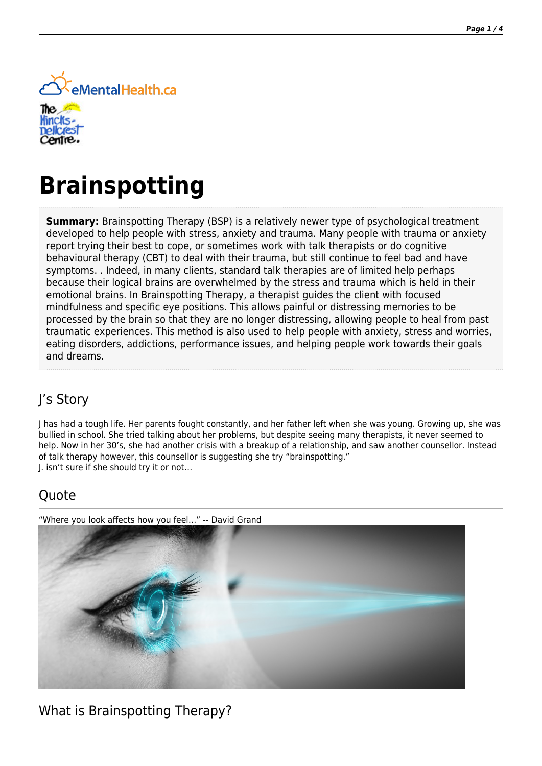# Brainspotting

**Summary:** Brainspotting Therapy (BSP) is a relatively newer type of psychological treatment developed to help people with stress, anxiety and trauma. Many people with trauma or anxiety report trying their best to cope, or sometimes work with talk therapists or do cognitive behavioural therapy (CBT) to deal with their trauma, but still continue to feel bad and have symptoms. . Indeed, in many clients, standard talk therapies are of limited help perhaps because their logical brains are overwhelmed by the stress and trauma which is held in their emotional brains. In Brainspotting Therapy, a therapist guides the client with focused mindfulness and specific eye positions. This allows painful or distressing memories to be processed by the brain so that they are no longer distressing, allowing people to heal from past traumatic experiences. This method is also used to help people with anxiety, stress and worries, eating disorders, addictions, performance issues, and helping people work towards their goals and dreams.

## J's Story

J has had a tough life. Her parents fought constantly, and her father left when she was young. Growing up, she was bullied in school. She tried talking about her problems, but despite seeing many therapists, it never seemed to help. Now in her 30's, she had another crisis with a breakup of a relationship, and saw another counsellor. Instead of talk therapy however, this counsellor is suggesting she try "brainspotting."
J. isn't sure if she should try it or not...

## Quote

"Where you look affects how you feel..." -- David Grand

## What is Brainspotting Therapy?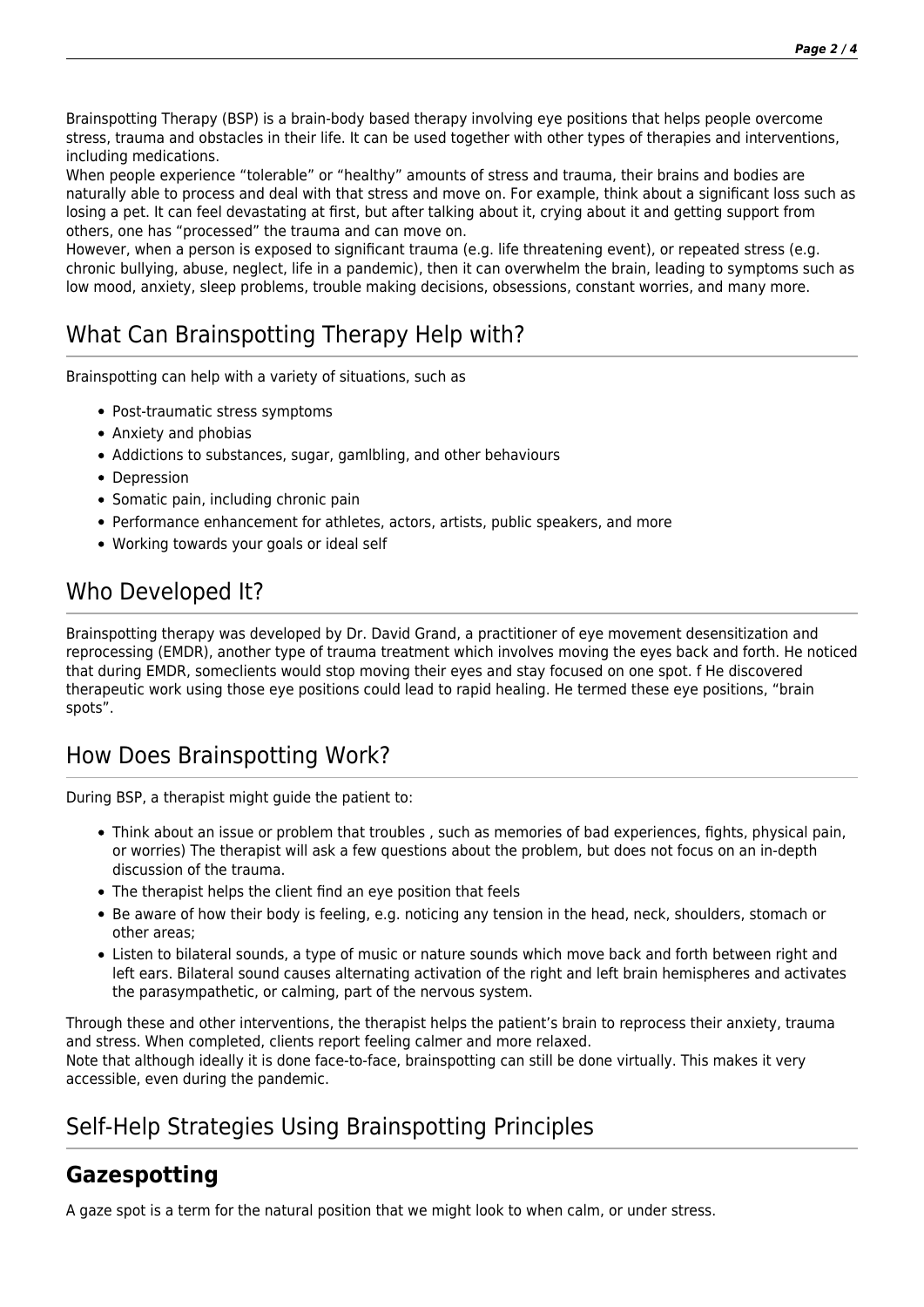Brainspotting Therapy (BSP) is a brain-body based therapy involving eye positions that helps people overcome stress, trauma and obstacles in their life. It can be used together with other types of therapies and interventions, including medications.

When people experience “tolerable” or “healthy” amounts of stress and trauma, their brains and bodies are naturally able to process and deal with that stress and move on. For example, think about a significant loss such as losing a pet. It can feel devastating at first, but after talking about it, crying about it and getting support from others, one has “processed” the trauma and can move on.

However, when a person is exposed to significant trauma (e.g. life threatening event), or repeated stress (e.g. chronic bullying, abuse, neglect, life in a pandemic), then it can overwhelm the brain, leading to symptoms such as low mood, anxiety, sleep problems, trouble making decisions, obsessions, constant worries, and many more.

## What Can Brainspotting Therapy Help with?

Brainspotting can help with a variety of situations, such as

- Post-traumatic stress symptoms
- Anxiety and phobias
- Addictions to substances, sugar, gamlbling, and other behaviours
- Depression
- Somatic pain, including chronic pain
- Performance enhancement for athletes, actors, artists, public speakers, and more
- Working towards your goals or ideal self

## Who Developed It?

Brainspotting therapy was developed by Dr. David Grand, a practitioner of eye movement desensitization and reprocessing (EMDR), another type of trauma treatment which involves moving the eyes back and forth. He noticed that during EMDR, someclients would stop moving their eyes and stay focused on one spot. f He discovered therapeutic work using those eye positions could lead to rapid healing. He termed these eye positions, “brain spots”.

## How Does Brainspotting Work?

During BSP, a therapist might guide the patient to:

- Think about an issue or problem that troubles , such as memories of bad experiences, fights, physical pain, or worries) The therapist will ask a few questions about the problem, but does not focus on an in-depth discussion of the trauma.
- The therapist helps the client find an eye position that feels
- Be aware of how their body is feeling, e.g. noticing any tension in the head, neck, shoulders, stomach or other areas;
- Listen to bilateral sounds, a type of music or nature sounds which move back and forth between right and left ears. Bilateral sound causes alternating activation of the right and left brain hemispheres and activates the parasympathetic, or calming, part of the nervous system.

Through these and other interventions, the therapist helps the patient’s brain to reprocess their anxiety, trauma and stress. When completed, clients report feeling calmer and more relaxed.

Note that although ideally it is done face-to-face, brainspotting can still be done virtually. This makes it very accessible, even during the pandemic.

## Self-Help Strategies Using Brainspotting Principles

### Gazespotting

A gaze spot is a term for the natural position that we might look to when calm, or under stress.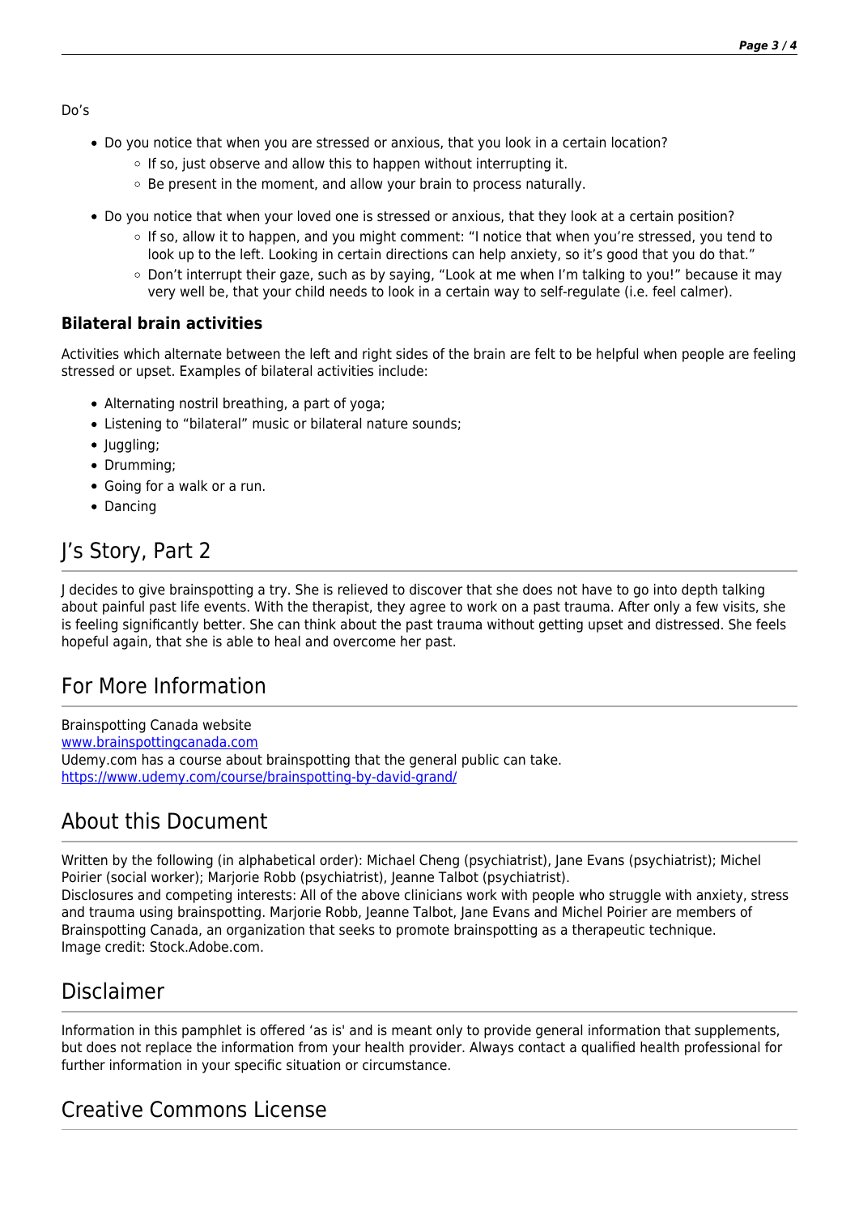Do's

- Do you notice that when you are stressed or anxious, that you look in a certain location?
  - If so, just observe and allow this to happen without interrupting it.
  - Be present in the moment, and allow your brain to process naturally.
- Do you notice that when your loved one is stressed or anxious, that they look at a certain position?
  - If so, allow it to happen, and you might comment: "I notice that when you're stressed, you tend to look up to the left. Looking in certain directions can help anxiety, so it's good that you do that."
  - Don't interrupt their gaze, such as by saying, "Look at me when I'm talking to you!" because it may very well be, that your child needs to look in a certain way to self-regulate (i.e. feel calmer).

### Bilateral brain activities

Activities which alternate between the left and right sides of the brain are felt to be helpful when people are feeling stressed or upset. Examples of bilateral activities include:

- Alternating nostril breathing, a part of yoga;
- Listening to "bilateral" music or bilateral nature sounds;
- Juggling;
- Drumming;
- Going for a walk or a run.
- Dancing

## J's Story, Part 2

J decides to give brainspotting a try. She is relieved to discover that she does not have to go into depth talking about painful past life events. With the therapist, they agree to work on a past trauma. After only a few visits, she is feeling significantly better. She can think about the past trauma without getting upset and distressed. She feels hopeful again, that she is able to heal and overcome her past.

## For More Information

Brainspotting Canada website
[www.brainspottingcanada.com](http://www.brainspottingcanada.com)
Udemy.com has a course about brainspotting that the general public can take.
[https://www.udemy.com/course/brainspotting-by-david-grand/](https://www.udemy.com/course/brainspotting-by-david-grand/)

## About this Document

Written by the following (in alphabetical order): Michael Cheng (psychiatrist), Jane Evans (psychiatrist); Michel Poirier (social worker); Marjorie Robb (psychiatrist), Jeanne Talbot (psychiatrist).
Disclosures and competing interests: All of the above clinicians work with people who struggle with anxiety, stress and trauma using brainspotting. Marjorie Robb, Jeanne Talbot, Jane Evans and Michel Poirier are members of Brainspotting Canada, an organization that seeks to promote brainspotting as a therapeutic technique.
Image credit: Stock.Adobe.com.

## Disclaimer

Information in this pamphlet is offered 'as is' and is meant only to provide general information that supplements, but does not replace the information from your health provider. Always contact a qualified health professional for further information in your specific situation or circumstance.

## Creative Commons License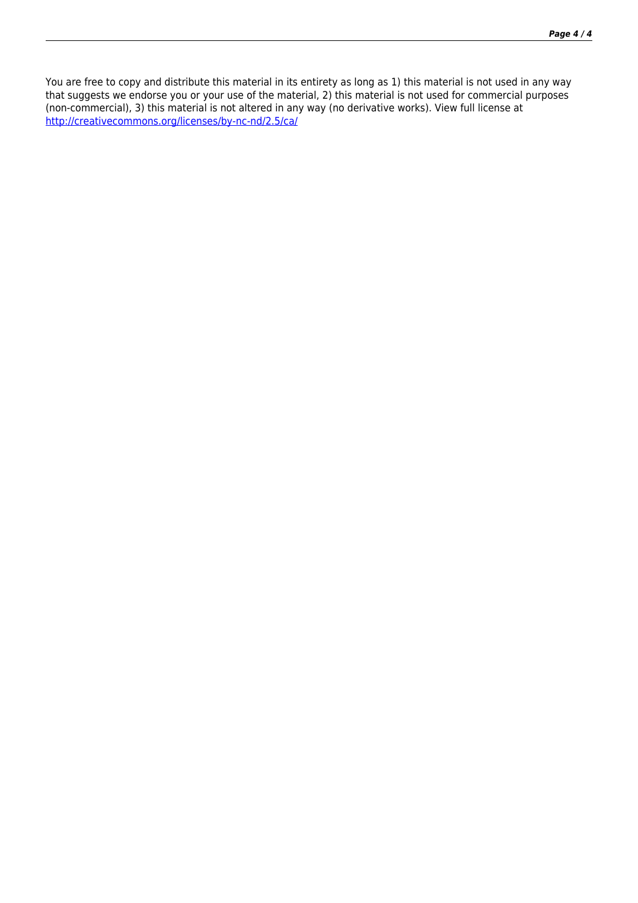You are free to copy and distribute this material in its entirety as long as 1) this material is not used in any way that suggests we endorse you or your use of the material, 2) this material is not used for commercial purposes (non-commercial), 3) this material is not altered in any way (no derivative works). View full license at http://creativecommons.org/licenses/by-nc-nd/2.5/ca/